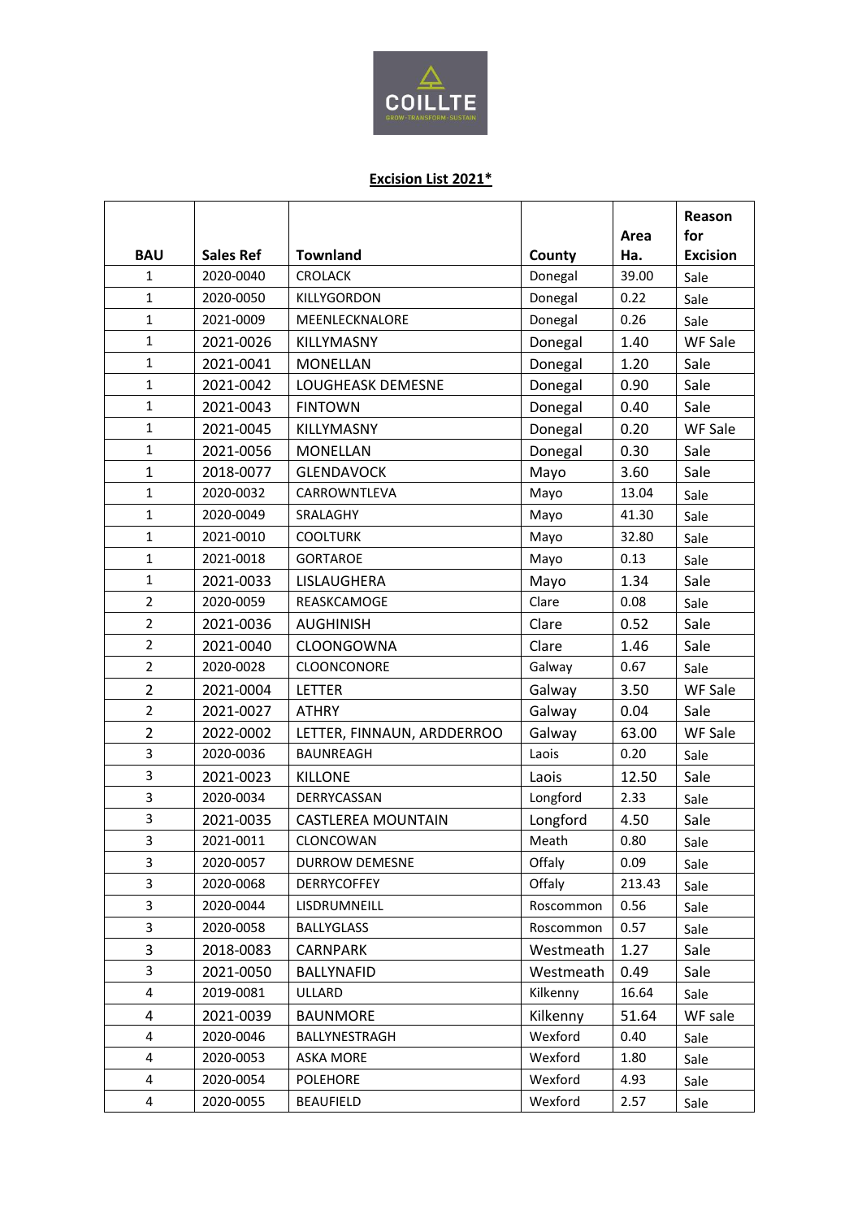**COILLTE**

GROW · TRANSFORM · SUSTAIN

## Excision List 2021*

| BAU | Sales Ref | Townland | County | Area Ha. | Reason for Excision |
|---|---|---|---|---|---|
| 1 | 2020-0040 | CROLACK | Donegal | 39.00 | Sale |
| 1 | 2020-0050 | KILLYGORDON | Donegal | 0.22 | Sale |
| 1 | 2021-0009 | MEENLECKNALORE | Donegal | 0.26 | Sale |
| 1 | 2021-0026 | KILLYMASNY | Donegal | 1.40 | WF Sale |
| 1 | 2021-0041 | MONELLAN | Donegal | 1.20 | Sale |
| 1 | 2021-0042 | LOUGHEASK DEMESNE | Donegal | 0.90 | Sale |
| 1 | 2021-0043 | FINTOWN | Donegal | 0.40 | Sale |
| 1 | 2021-0045 | KILLYMASNY | Donegal | 0.20 | WF Sale |
| 1 | 2021-0056 | MONELLAN | Donegal | 0.30 | Sale |
| 1 | 2018-0077 | GLENDAVOCK | Mayo | 3.60 | Sale |
| 1 | 2020-0032 | CARROWNTLEVA | Mayo | 13.04 | Sale |
| 1 | 2020-0049 | SRALAGHY | Mayo | 41.30 | Sale |
| 1 | 2021-0010 | COOLTURK | Mayo | 32.80 | Sale |
| 1 | 2021-0018 | GORTAROE | Mayo | 0.13 | Sale |
| 1 | 2021-0033 | LISLAUGHERA | Mayo | 1.34 | Sale |
| 2 | 2020-0059 | REASKCAMOGE | Clare | 0.08 | Sale |
| 2 | 2021-0036 | AUGHINISH | Clare | 0.52 | Sale |
| 2 | 2021-0040 | CLOONGOWNA | Clare | 1.46 | Sale |
| 2 | 2020-0028 | CLOONCONORE | Galway | 0.67 | Sale |
| 2 | 2021-0004 | LETTER | Galway | 3.50 | WF Sale |
| 2 | 2021-0027 | ATHRY | Galway | 0.04 | Sale |
| 2 | 2022-0002 | LETTER, FINNAUN, ARDDERROO | Galway | 63.00 | WF Sale |
| 3 | 2020-0036 | BAUNREAGH | Laois | 0.20 | Sale |
| 3 | 2021-0023 | KILLONE | Laois | 12.50 | Sale |
| 3 | 2020-0034 | DERRYCASSAN | Longford | 2.33 | Sale |
| 3 | 2021-0035 | CASTLEREA MOUNTAIN | Longford | 4.50 | Sale |
| 3 | 2021-0011 | CLONCOWAN | Meath | 0.80 | Sale |
| 3 | 2020-0057 | DURROW DEMESNE | Offaly | 0.09 | Sale |
| 3 | 2020-0068 | DERRYCOFFEY | Offaly | 213.43 | Sale |
| 3 | 2020-0044 | LISDRUMNEILL | Roscommon | 0.56 | Sale |
| 3 | 2020-0058 | BALLYGLASS | Roscommon | 0.57 | Sale |
| 3 | 2018-0083 | CARNPARK | Westmeath | 1.27 | Sale |
| 3 | 2021-0050 | BALLYNAFID | Westmeath | 0.49 | Sale |
| 4 | 2019-0081 | ULLARD | Kilkenny | 16.64 | Sale |
| 4 | 2021-0039 | BAUNMORE | Kilkenny | 51.64 | WF sale |
| 4 | 2020-0046 | BALLYNESTRAGH | Wexford | 0.40 | Sale |
| 4 | 2020-0053 | ASKA MORE | Wexford | 1.80 | Sale |
| 4 | 2020-0054 | POLEHORE | Wexford | 4.93 | Sale |
| 4 | 2020-0055 | BEAUFIELD | Wexford | 2.57 | Sale |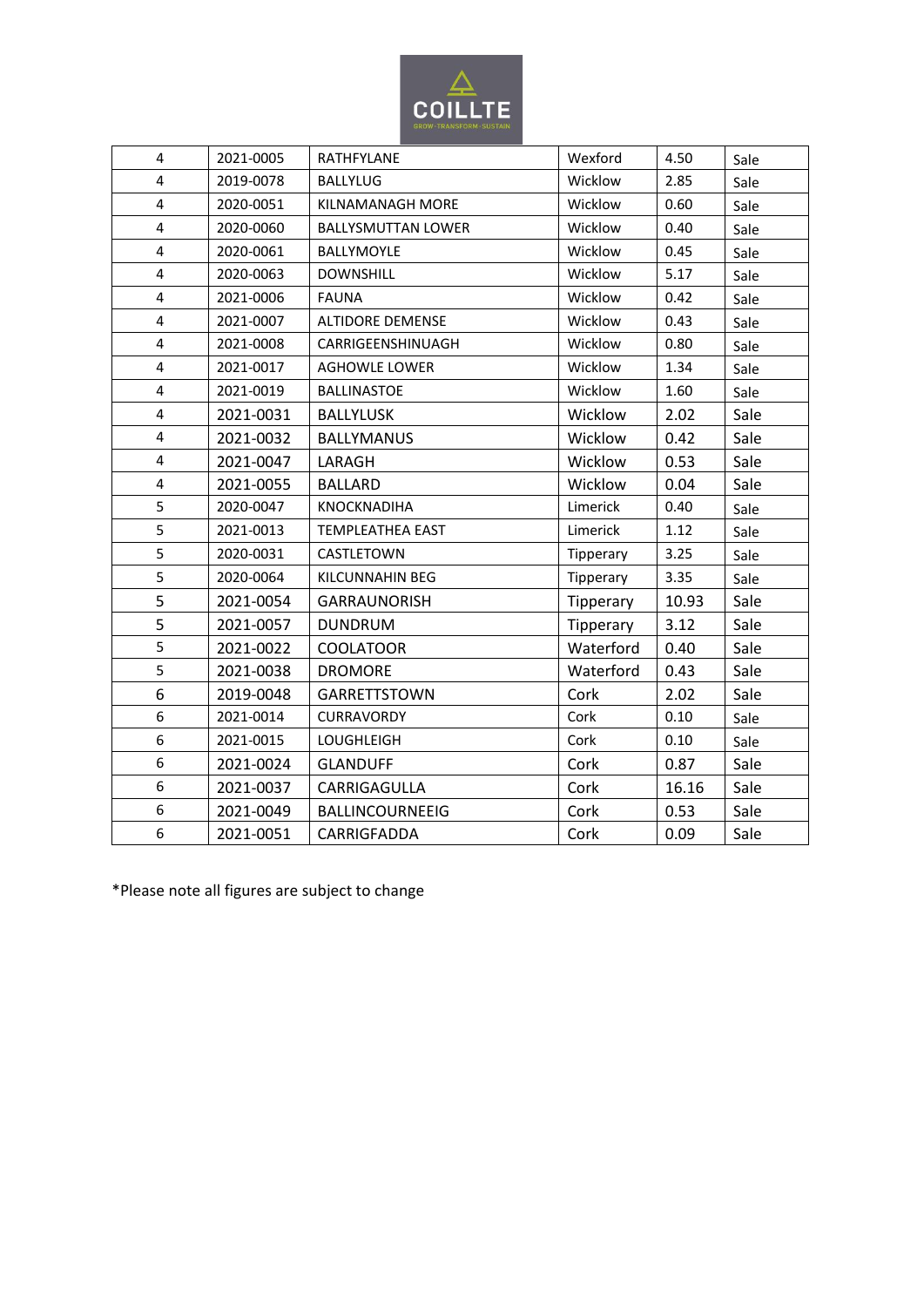| | | | | | |
|---|---|---|---|---|---|
| 4 | 2021-0005 | RATHFYLANE | Wexford | 4.50 | Sale |
| 4 | 2019-0078 | BALLYLUG | Wicklow | 2.85 | Sale |
| 4 | 2020-0051 | KILNAMANAGH MORE | Wicklow | 0.60 | Sale |
| 4 | 2020-0060 | BALLYSMUTTAN LOWER | Wicklow | 0.40 | Sale |
| 4 | 2020-0061 | BALLYMOYLE | Wicklow | 0.45 | Sale |
| 4 | 2020-0063 | DOWNSHILL | Wicklow | 5.17 | Sale |
| 4 | 2021-0006 | FAUNA | Wicklow | 0.42 | Sale |
| 4 | 2021-0007 | ALTIDORE DEMENSE | Wicklow | 0.43 | Sale |
| 4 | 2021-0008 | CARRIGEENSHINUAGH | Wicklow | 0.80 | Sale |
| 4 | 2021-0017 | AGHOWLE LOWER | Wicklow | 1.34 | Sale |
| 4 | 2021-0019 | BALLINASTOE | Wicklow | 1.60 | Sale |
| 4 | 2021-0031 | BALLYLUSK | Wicklow | 2.02 | Sale |
| 4 | 2021-0032 | BALLYMANUS | Wicklow | 0.42 | Sale |
| 4 | 2021-0047 | LARAGH | Wicklow | 0.53 | Sale |
| 4 | 2021-0055 | BALLARD | Wicklow | 0.04 | Sale |
| 5 | 2020-0047 | KNOCKNADIHA | Limerick | 0.40 | Sale |
| 5 | 2021-0013 | TEMPLEATHEA EAST | Limerick | 1.12 | Sale |
| 5 | 2020-0031 | CASTLETOWN | Tipperary | 3.25 | Sale |
| 5 | 2020-0064 | KILCUNNAHIN BEG | Tipperary | 3.35 | Sale |
| 5 | 2021-0054 | GARRAUNORISH | Tipperary | 10.93 | Sale |
| 5 | 2021-0057 | DUNDRUM | Tipperary | 3.12 | Sale |
| 5 | 2021-0022 | COOLATOOR | Waterford | 0.40 | Sale |
| 5 | 2021-0038 | DROMORE | Waterford | 0.43 | Sale |
| 6 | 2019-0048 | GARRETTSTOWN | Cork | 2.02 | Sale |
| 6 | 2021-0014 | CURRAVORDY | Cork | 0.10 | Sale |
| 6 | 2021-0015 | LOUGHLEIGH | Cork | 0.10 | Sale |
| 6 | 2021-0024 | GLANDUFF | Cork | 0.87 | Sale |
| 6 | 2021-0037 | CARRIGAGULLA | Cork | 16.16 | Sale |
| 6 | 2021-0049 | BALLINCOURNEEIG | Cork | 0.53 | Sale |
| 6 | 2021-0051 | CARRIGFADDA | Cork | 0.09 | Sale |

*Please note all figures are subject to change